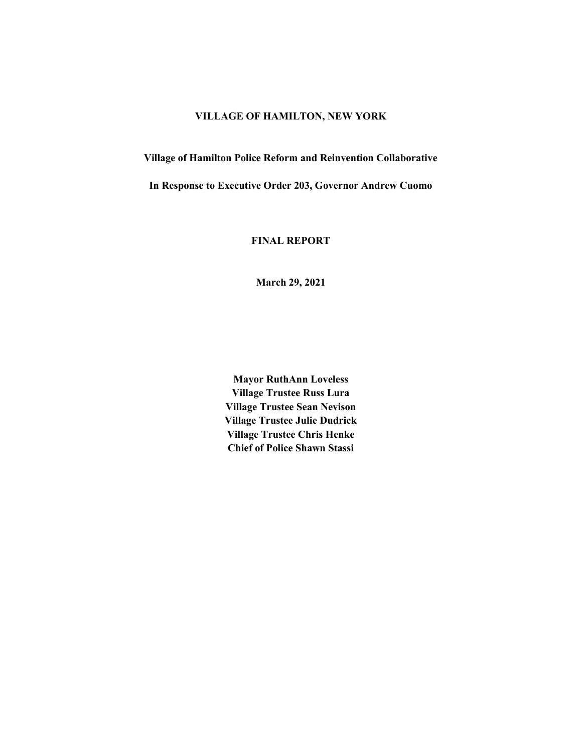# VILLAGE OF HAMILTON, NEW YORK

## Village of Hamilton Police Reform and Reinvention Collaborative

## In Response to Executive Order 203, Governor Andrew Cuomo

## FINAL REPORT

**March 29, 2021**

**Mayor RuthAnn Loveless**
**Village Trustee Russ Lura**
**Village Trustee Sean Nevison**
**Village Trustee Julie Dudrick**
**Village Trustee Chris Henke**
**Chief of Police Shawn Stassi**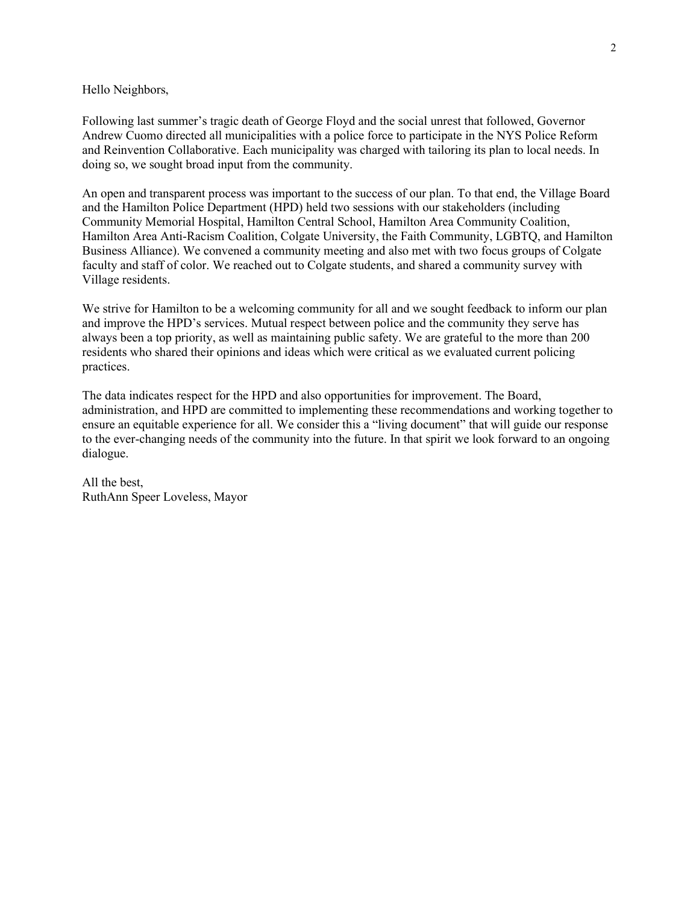Hello Neighbors,

Following last summer's tragic death of George Floyd and the social unrest that followed, Governor Andrew Cuomo directed all municipalities with a police force to participate in the NYS Police Reform and Reinvention Collaborative. Each municipality was charged with tailoring its plan to local needs. In doing so, we sought broad input from the community.

An open and transparent process was important to the success of our plan. To that end, the Village Board and the Hamilton Police Department (HPD) held two sessions with our stakeholders (including Community Memorial Hospital, Hamilton Central School, Hamilton Area Community Coalition, Hamilton Area Anti-Racism Coalition, Colgate University, the Faith Community, LGBTQ, and Hamilton Business Alliance). We convened a community meeting and also met with two focus groups of Colgate faculty and staff of color. We reached out to Colgate students, and shared a community survey with Village residents.

We strive for Hamilton to be a welcoming community for all and we sought feedback to inform our plan and improve the HPD's services. Mutual respect between police and the community they serve has always been a top priority, as well as maintaining public safety. We are grateful to the more than 200 residents who shared their opinions and ideas which were critical as we evaluated current policing practices.

The data indicates respect for the HPD and also opportunities for improvement. The Board, administration, and HPD are committed to implementing these recommendations and working together to ensure an equitable experience for all. We consider this a "living document" that will guide our response to the ever-changing needs of the community into the future. In that spirit we look forward to an ongoing dialogue.

All the best,
RuthAnn Speer Loveless, Mayor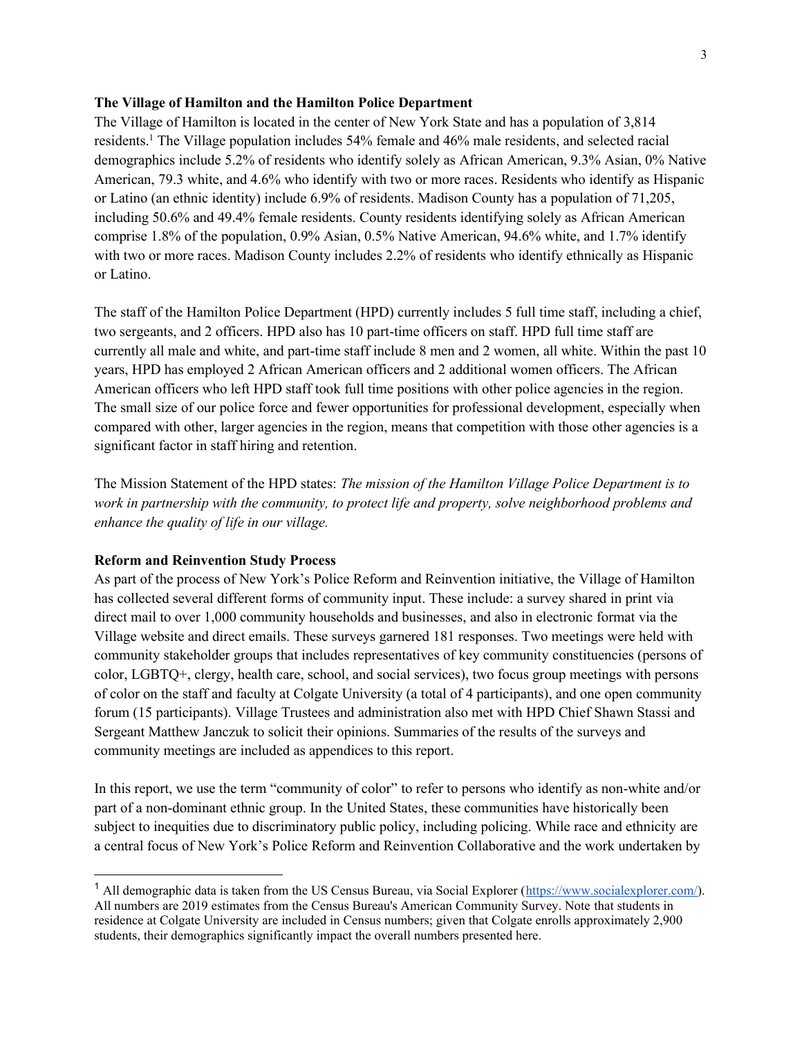**The Village of Hamilton and the Hamilton Police Department**

The Village of Hamilton is located in the center of New York State and has a population of 3,814 residents.[1] The Village population includes 54% female and 46% male residents, and selected racial demographics include 5.2% of residents who identify solely as African American, 9.3% Asian, 0% Native American, 79.3 white, and 4.6% who identify with two or more races. Residents who identify as Hispanic or Latino (an ethnic identity) include 6.9% of residents. Madison County has a population of 71,205, including 50.6% and 49.4% female residents. County residents identifying solely as African American comprise 1.8% of the population, 0.9% Asian, 0.5% Native American, 94.6% white, and 1.7% identify with two or more races. Madison County includes 2.2% of residents who identify ethnically as Hispanic or Latino.

The staff of the Hamilton Police Department (HPD) currently includes 5 full time staff, including a chief, two sergeants, and 2 officers. HPD also has 10 part-time officers on staff. HPD full time staff are currently all male and white, and part-time staff include 8 men and 2 women, all white. Within the past 10 years, HPD has employed 2 African American officers and 2 additional women officers. The African American officers who left HPD staff took full time positions with other police agencies in the region. The small size of our police force and fewer opportunities for professional development, especially when compared with other, larger agencies in the region, means that competition with those other agencies is a significant factor in staff hiring and retention.

The Mission Statement of the HPD states: *The mission of the Hamilton Village Police Department is to work in partnership with the community, to protect life and property, solve neighborhood problems and enhance the quality of life in our village.*

**Reform and Reinvention Study Process**

As part of the process of New York's Police Reform and Reinvention initiative, the Village of Hamilton has collected several different forms of community input. These include: a survey shared in print via direct mail to over 1,000 community households and businesses, and also in electronic format via the Village website and direct emails. These surveys garnered 181 responses. Two meetings were held with community stakeholder groups that includes representatives of key community constituencies (persons of color, LGBTQ+, clergy, health care, school, and social services), two focus group meetings with persons of color on the staff and faculty at Colgate University (a total of 4 participants), and one open community forum (15 participants). Village Trustees and administration also met with HPD Chief Shawn Stassi and Sergeant Matthew Janczuk to solicit their opinions. Summaries of the results of the surveys and community meetings are included as appendices to this report.

In this report, we use the term "community of color" to refer to persons who identify as non-white and/or part of a non-dominant ethnic group. In the United States, these communities have historically been subject to inequities due to discriminatory public policy, including policing. While race and ethnicity are a central focus of New York's Police Reform and Reinvention Collaborative and the work undertaken by

---

[1] All demographic data is taken from the US Census Bureau, via Social Explorer (https://www.socialexplorer.com/). All numbers are 2019 estimates from the Census Bureau's American Community Survey. Note that students in residence at Colgate University are included in Census numbers; given that Colgate enrolls approximately 2,900 students, their demographics significantly impact the overall numbers presented here.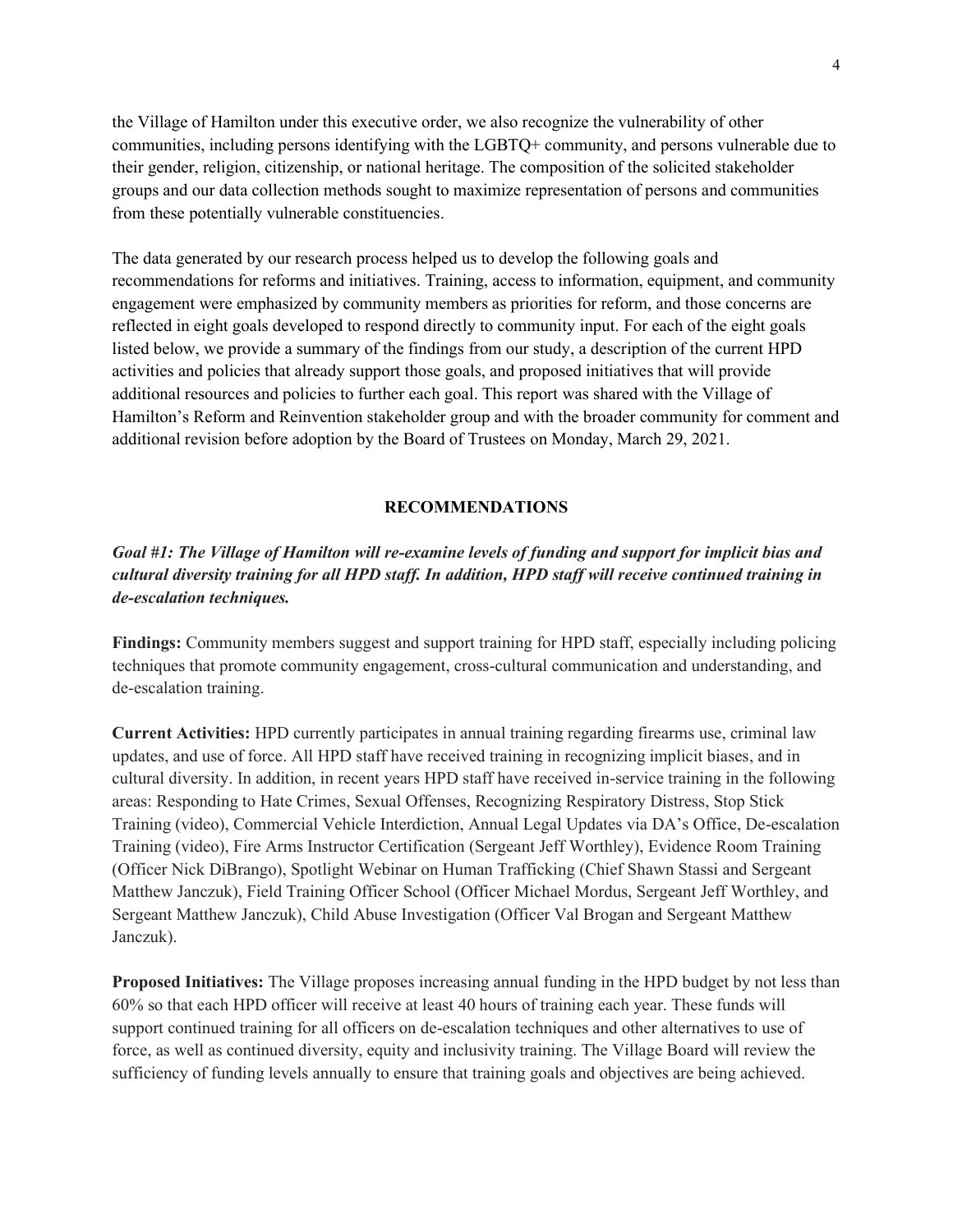the Village of Hamilton under this executive order, we also recognize the vulnerability of other communities, including persons identifying with the LGBTQ+ community, and persons vulnerable due to their gender, religion, citizenship, or national heritage. The composition of the solicited stakeholder groups and our data collection methods sought to maximize representation of persons and communities from these potentially vulnerable constituencies.

The data generated by our research process helped us to develop the following goals and recommendations for reforms and initiatives. Training, access to information, equipment, and community engagement were emphasized by community members as priorities for reform, and those concerns are reflected in eight goals developed to respond directly to community input. For each of the eight goals listed below, we provide a summary of the findings from our study, a description of the current HPD activities and policies that already support those goals, and proposed initiatives that will provide additional resources and policies to further each goal. This report was shared with the Village of Hamilton's Reform and Reinvention stakeholder group and with the broader community for comment and additional revision before adoption by the Board of Trustees on Monday, March 29, 2021.

## RECOMMENDATIONS

### *Goal #1: The Village of Hamilton will re-examine levels of funding and support for implicit bias and cultural diversity training for all HPD staff. In addition, HPD staff will receive continued training in de-escalation techniques.*

**Findings:** Community members suggest and support training for HPD staff, especially including policing techniques that promote community engagement, cross-cultural communication and understanding, and de-escalation training.

**Current Activities:** HPD currently participates in annual training regarding firearms use, criminal law updates, and use of force. All HPD staff have received training in recognizing implicit biases, and in cultural diversity. In addition, in recent years HPD staff have received in-service training in the following areas: Responding to Hate Crimes, Sexual Offenses, Recognizing Respiratory Distress, Stop Stick Training (video), Commercial Vehicle Interdiction, Annual Legal Updates via DA's Office, De-escalation Training (video), Fire Arms Instructor Certification (Sergeant Jeff Worthley), Evidence Room Training (Officer Nick DiBrango), Spotlight Webinar on Human Trafficking (Chief Shawn Stassi and Sergeant Matthew Janczuk), Field Training Officer School (Officer Michael Mordus, Sergeant Jeff Worthley, and Sergeant Matthew Janczuk), Child Abuse Investigation (Officer Val Brogan and Sergeant Matthew Janczuk).

**Proposed Initiatives:** The Village proposes increasing annual funding in the HPD budget by not less than 60% so that each HPD officer will receive at least 40 hours of training each year. These funds will support continued training for all officers on de-escalation techniques and other alternatives to use of force, as well as continued diversity, equity and inclusivity training. The Village Board will review the sufficiency of funding levels annually to ensure that training goals and objectives are being achieved.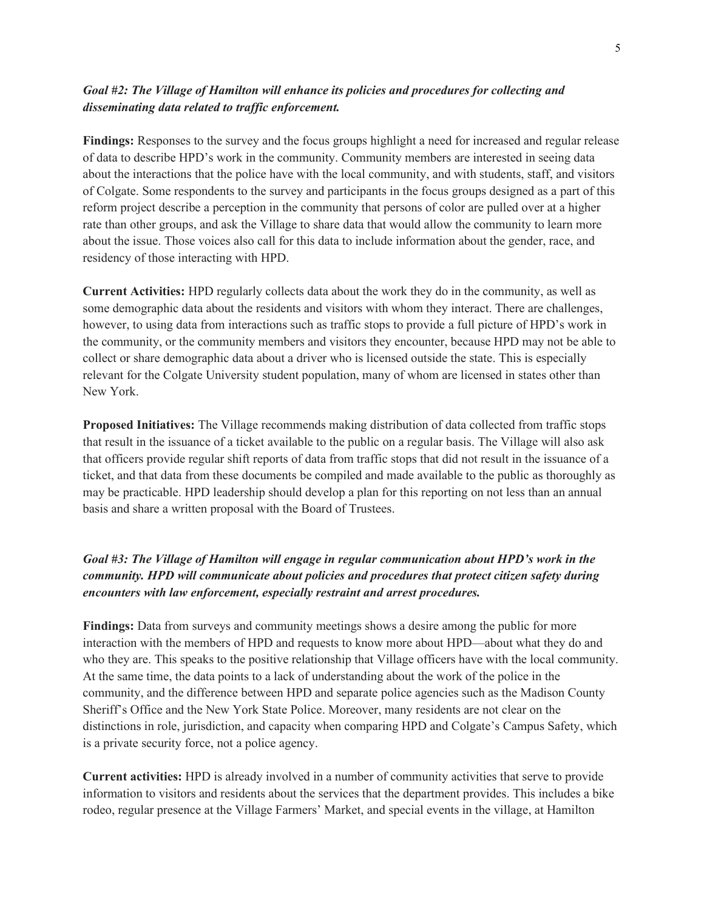*Goal #2: The Village of Hamilton will enhance its policies and procedures for collecting and disseminating data related to traffic enforcement.*

**Findings:** Responses to the survey and the focus groups highlight a need for increased and regular release of data to describe HPD's work in the community. Community members are interested in seeing data about the interactions that the police have with the local community, and with students, staff, and visitors of Colgate. Some respondents to the survey and participants in the focus groups designed as a part of this reform project describe a perception in the community that persons of color are pulled over at a higher rate than other groups, and ask the Village to share data that would allow the community to learn more about the issue. Those voices also call for this data to include information about the gender, race, and residency of those interacting with HPD.

**Current Activities:** HPD regularly collects data about the work they do in the community, as well as some demographic data about the residents and visitors with whom they interact. There are challenges, however, to using data from interactions such as traffic stops to provide a full picture of HPD's work in the community, or the community members and visitors they encounter, because HPD may not be able to collect or share demographic data about a driver who is licensed outside the state. This is especially relevant for the Colgate University student population, many of whom are licensed in states other than New York.

**Proposed Initiatives:** The Village recommends making distribution of data collected from traffic stops that result in the issuance of a ticket available to the public on a regular basis. The Village will also ask that officers provide regular shift reports of data from traffic stops that did not result in the issuance of a ticket, and that data from these documents be compiled and made available to the public as thoroughly as may be practicable. HPD leadership should develop a plan for this reporting on not less than an annual basis and share a written proposal with the Board of Trustees.

*Goal #3: The Village of Hamilton will engage in regular communication about HPD's work in the community. HPD will communicate about policies and procedures that protect citizen safety during encounters with law enforcement, especially restraint and arrest procedures.*

**Findings:** Data from surveys and community meetings shows a desire among the public for more interaction with the members of HPD and requests to know more about HPD—about what they do and who they are. This speaks to the positive relationship that Village officers have with the local community. At the same time, the data points to a lack of understanding about the work of the police in the community, and the difference between HPD and separate police agencies such as the Madison County Sheriff's Office and the New York State Police. Moreover, many residents are not clear on the distinctions in role, jurisdiction, and capacity when comparing HPD and Colgate's Campus Safety, which is a private security force, not a police agency.

**Current activities:** HPD is already involved in a number of community activities that serve to provide information to visitors and residents about the services that the department provides. This includes a bike rodeo, regular presence at the Village Farmers' Market, and special events in the village, at Hamilton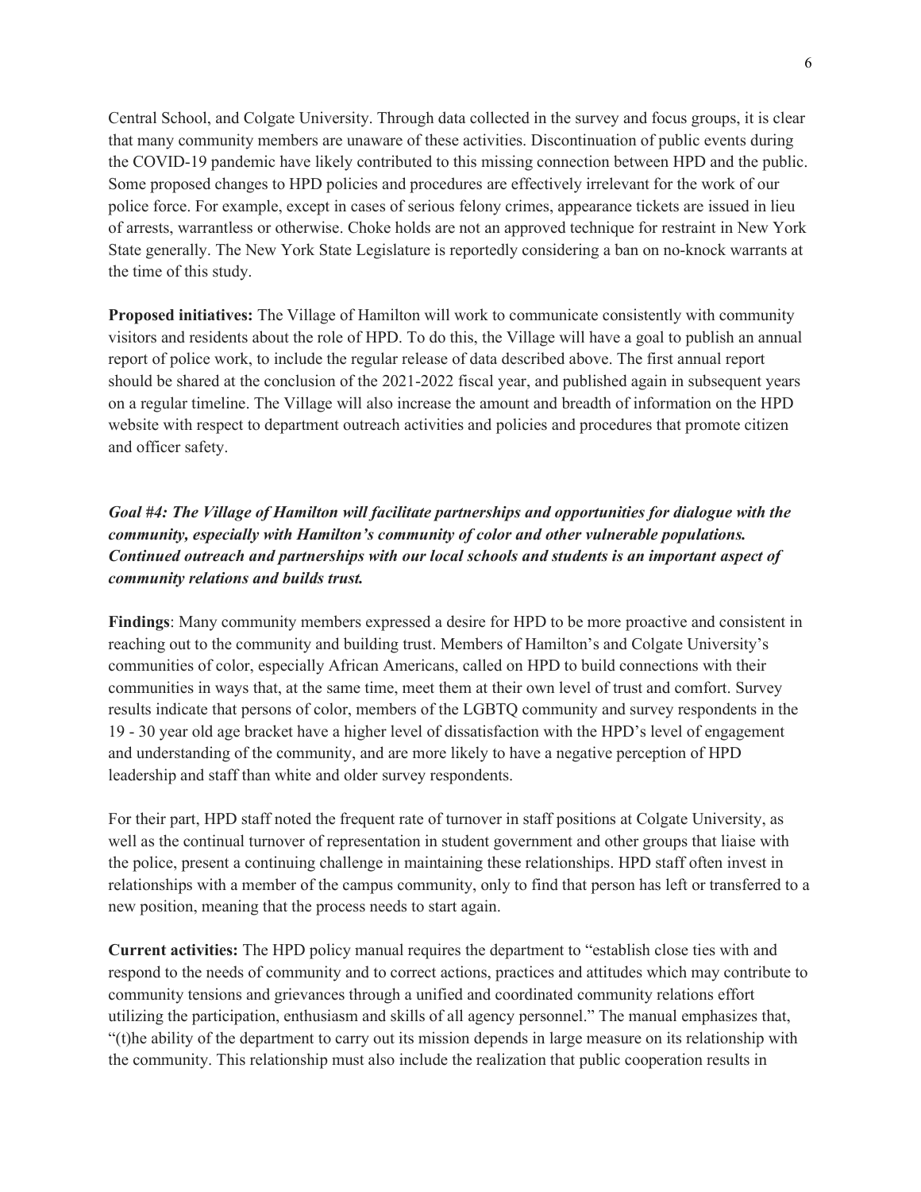Central School, and Colgate University. Through data collected in the survey and focus groups, it is clear that many community members are unaware of these activities. Discontinuation of public events during the COVID-19 pandemic have likely contributed to this missing connection between HPD and the public. Some proposed changes to HPD policies and procedures are effectively irrelevant for the work of our police force. For example, except in cases of serious felony crimes, appearance tickets are issued in lieu of arrests, warrantless or otherwise. Choke holds are not an approved technique for restraint in New York State generally. The New York State Legislature is reportedly considering a ban on no-knock warrants at the time of this study.

**Proposed initiatives:** The Village of Hamilton will work to communicate consistently with community visitors and residents about the role of HPD. To do this, the Village will have a goal to publish an annual report of police work, to include the regular release of data described above. The first annual report should be shared at the conclusion of the 2021-2022 fiscal year, and published again in subsequent years on a regular timeline. The Village will also increase the amount and breadth of information on the HPD website with respect to department outreach activities and policies and procedures that promote citizen and officer safety.

***Goal #4: The Village of Hamilton will facilitate partnerships and opportunities for dialogue with the community, especially with Hamilton's community of color and other vulnerable populations. Continued outreach and partnerships with our local schools and students is an important aspect of community relations and builds trust.***

**Findings**: Many community members expressed a desire for HPD to be more proactive and consistent in reaching out to the community and building trust. Members of Hamilton's and Colgate University's communities of color, especially African Americans, called on HPD to build connections with their communities in ways that, at the same time, meet them at their own level of trust and comfort. Survey results indicate that persons of color, members of the LGBTQ community and survey respondents in the 19 - 30 year old age bracket have a higher level of dissatisfaction with the HPD's level of engagement and understanding of the community, and are more likely to have a negative perception of HPD leadership and staff than white and older survey respondents.

For their part, HPD staff noted the frequent rate of turnover in staff positions at Colgate University, as well as the continual turnover of representation in student government and other groups that liaise with the police, present a continuing challenge in maintaining these relationships. HPD staff often invest in relationships with a member of the campus community, only to find that person has left or transferred to a new position, meaning that the process needs to start again.

**Current activities:** The HPD policy manual requires the department to "establish close ties with and respond to the needs of community and to correct actions, practices and attitudes which may contribute to community tensions and grievances through a unified and coordinated community relations effort utilizing the participation, enthusiasm and skills of all agency personnel." The manual emphasizes that, "(t)he ability of the department to carry out its mission depends in large measure on its relationship with the community. This relationship must also include the realization that public cooperation results in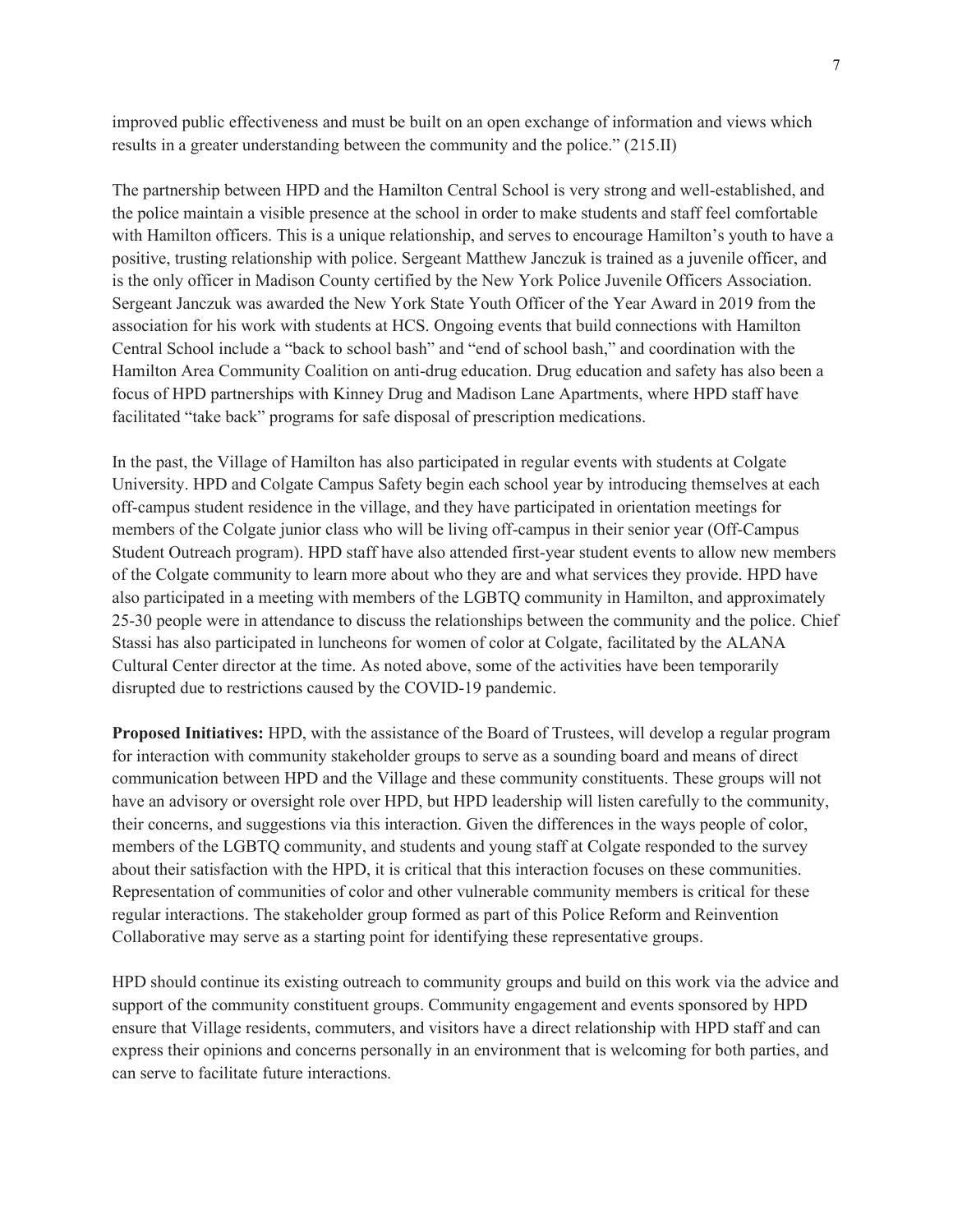improved public effectiveness and must be built on an open exchange of information and views which results in a greater understanding between the community and the police." (215.II)

The partnership between HPD and the Hamilton Central School is very strong and well-established, and the police maintain a visible presence at the school in order to make students and staff feel comfortable with Hamilton officers. This is a unique relationship, and serves to encourage Hamilton's youth to have a positive, trusting relationship with police. Sergeant Matthew Janczuk is trained as a juvenile officer, and is the only officer in Madison County certified by the New York Police Juvenile Officers Association. Sergeant Janczuk was awarded the New York State Youth Officer of the Year Award in 2019 from the association for his work with students at HCS. Ongoing events that build connections with Hamilton Central School include a "back to school bash" and "end of school bash," and coordination with the Hamilton Area Community Coalition on anti-drug education. Drug education and safety has also been a focus of HPD partnerships with Kinney Drug and Madison Lane Apartments, where HPD staff have facilitated "take back" programs for safe disposal of prescription medications.

In the past, the Village of Hamilton has also participated in regular events with students at Colgate University. HPD and Colgate Campus Safety begin each school year by introducing themselves at each off-campus student residence in the village, and they have participated in orientation meetings for members of the Colgate junior class who will be living off-campus in their senior year (Off-Campus Student Outreach program). HPD staff have also attended first-year student events to allow new members of the Colgate community to learn more about who they are and what services they provide. HPD have also participated in a meeting with members of the LGBTQ community in Hamilton, and approximately 25-30 people were in attendance to discuss the relationships between the community and the police. Chief Stassi has also participated in luncheons for women of color at Colgate, facilitated by the ALANA Cultural Center director at the time. As noted above, some of the activities have been temporarily disrupted due to restrictions caused by the COVID-19 pandemic.

**Proposed Initiatives:** HPD, with the assistance of the Board of Trustees, will develop a regular program for interaction with community stakeholder groups to serve as a sounding board and means of direct communication between HPD and the Village and these community constituents. These groups will not have an advisory or oversight role over HPD, but HPD leadership will listen carefully to the community, their concerns, and suggestions via this interaction. Given the differences in the ways people of color, members of the LGBTQ community, and students and young staff at Colgate responded to the survey about their satisfaction with the HPD, it is critical that this interaction focuses on these communities. Representation of communities of color and other vulnerable community members is critical for these regular interactions. The stakeholder group formed as part of this Police Reform and Reinvention Collaborative may serve as a starting point for identifying these representative groups.

HPD should continue its existing outreach to community groups and build on this work via the advice and support of the community constituent groups. Community engagement and events sponsored by HPD ensure that Village residents, commuters, and visitors have a direct relationship with HPD staff and can express their opinions and concerns personally in an environment that is welcoming for both parties, and can serve to facilitate future interactions.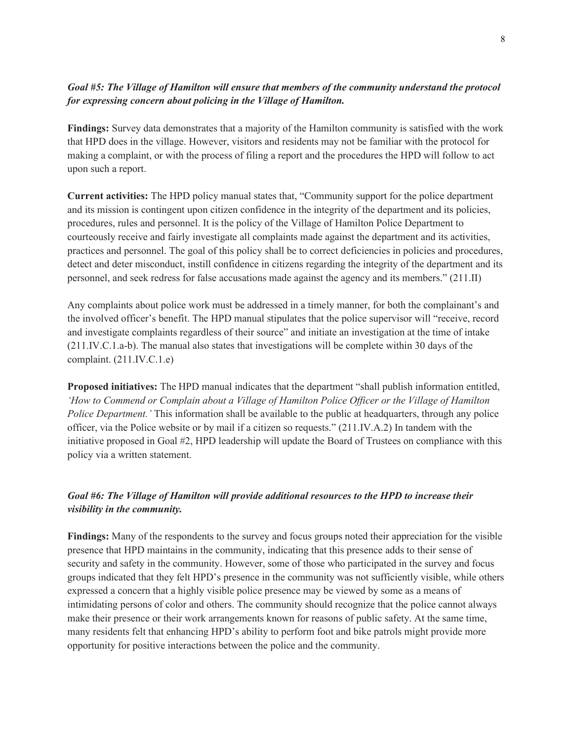***Goal #5: The Village of Hamilton will ensure that members of the community understand the protocol for expressing concern about policing in the Village of Hamilton.***

**Findings:** Survey data demonstrates that a majority of the Hamilton community is satisfied with the work that HPD does in the village. However, visitors and residents may not be familiar with the protocol for making a complaint, or with the process of filing a report and the procedures the HPD will follow to act upon such a report.

**Current activities:** The HPD policy manual states that, "Community support for the police department and its mission is contingent upon citizen confidence in the integrity of the department and its policies, procedures, rules and personnel. It is the policy of the Village of Hamilton Police Department to courteously receive and fairly investigate all complaints made against the department and its activities, practices and personnel. The goal of this policy shall be to correct deficiencies in policies and procedures, detect and deter misconduct, instill confidence in citizens regarding the integrity of the department and its personnel, and seek redress for false accusations made against the agency and its members." (211.II)

Any complaints about police work must be addressed in a timely manner, for both the complainant's and the involved officer's benefit. The HPD manual stipulates that the police supervisor will "receive, record and investigate complaints regardless of their source" and initiate an investigation at the time of intake (211.IV.C.1.a-b). The manual also states that investigations will be complete within 30 days of the complaint. (211.IV.C.1.e)

**Proposed initiatives:** The HPD manual indicates that the department "shall publish information entitled, *'How to Commend or Complain about a Village of Hamilton Police Officer or the Village of Hamilton Police Department.'* This information shall be available to the public at headquarters, through any police officer, via the Police website or by mail if a citizen so requests." (211.IV.A.2) In tandem with the initiative proposed in Goal #2, HPD leadership will update the Board of Trustees on compliance with this policy via a written statement.

***Goal #6: The Village of Hamilton will provide additional resources to the HPD to increase their visibility in the community.***

**Findings:** Many of the respondents to the survey and focus groups noted their appreciation for the visible presence that HPD maintains in the community, indicating that this presence adds to their sense of security and safety in the community. However, some of those who participated in the survey and focus groups indicated that they felt HPD's presence in the community was not sufficiently visible, while others expressed a concern that a highly visible police presence may be viewed by some as a means of intimidating persons of color and others. The community should recognize that the police cannot always make their presence or their work arrangements known for reasons of public safety. At the same time, many residents felt that enhancing HPD's ability to perform foot and bike patrols might provide more opportunity for positive interactions between the police and the community.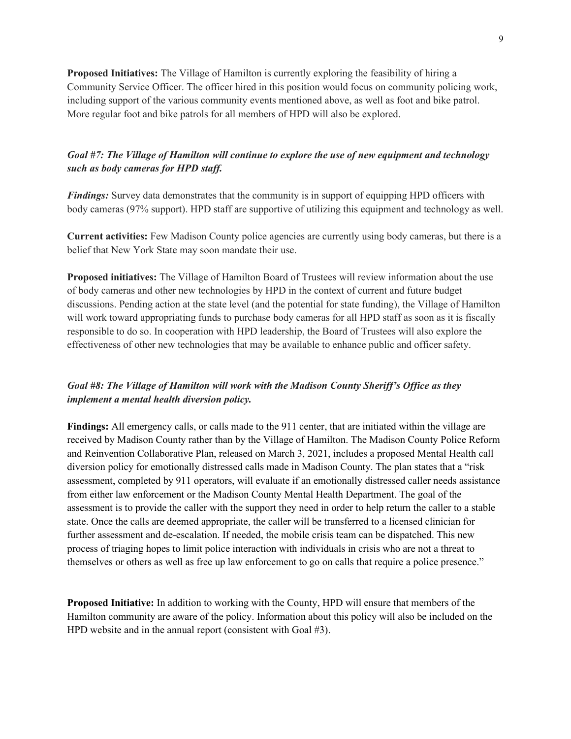**Proposed Initiatives:** The Village of Hamilton is currently exploring the feasibility of hiring a Community Service Officer. The officer hired in this position would focus on community policing work, including support of the various community events mentioned above, as well as foot and bike patrol. More regular foot and bike patrols for all members of HPD will also be explored.

***Goal #7: The Village of Hamilton will continue to explore the use of new equipment and technology such as body cameras for HPD staff.***

***Findings:*** Survey data demonstrates that the community is in support of equipping HPD officers with body cameras (97% support). HPD staff are supportive of utilizing this equipment and technology as well.

**Current activities:** Few Madison County police agencies are currently using body cameras, but there is a belief that New York State may soon mandate their use.

**Proposed initiatives:** The Village of Hamilton Board of Trustees will review information about the use of body cameras and other new technologies by HPD in the context of current and future budget discussions. Pending action at the state level (and the potential for state funding), the Village of Hamilton will work toward appropriating funds to purchase body cameras for all HPD staff as soon as it is fiscally responsible to do so. In cooperation with HPD leadership, the Board of Trustees will also explore the effectiveness of other new technologies that may be available to enhance public and officer safety.

***Goal #8: The Village of Hamilton will work with the Madison County Sheriff's Office as they implement a mental health diversion policy.***

**Findings:** All emergency calls, or calls made to the 911 center, that are initiated within the village are received by Madison County rather than by the Village of Hamilton. The Madison County Police Reform and Reinvention Collaborative Plan, released on March 3, 2021, includes a proposed Mental Health call diversion policy for emotionally distressed calls made in Madison County. The plan states that a "risk assessment, completed by 911 operators, will evaluate if an emotionally distressed caller needs assistance from either law enforcement or the Madison County Mental Health Department. The goal of the assessment is to provide the caller with the support they need in order to help return the caller to a stable state. Once the calls are deemed appropriate, the caller will be transferred to a licensed clinician for further assessment and de-escalation. If needed, the mobile crisis team can be dispatched. This new process of triaging hopes to limit police interaction with individuals in crisis who are not a threat to themselves or others as well as free up law enforcement to go on calls that require a police presence."

**Proposed Initiative:** In addition to working with the County, HPD will ensure that members of the Hamilton community are aware of the policy. Information about this policy will also be included on the HPD website and in the annual report (consistent with Goal #3).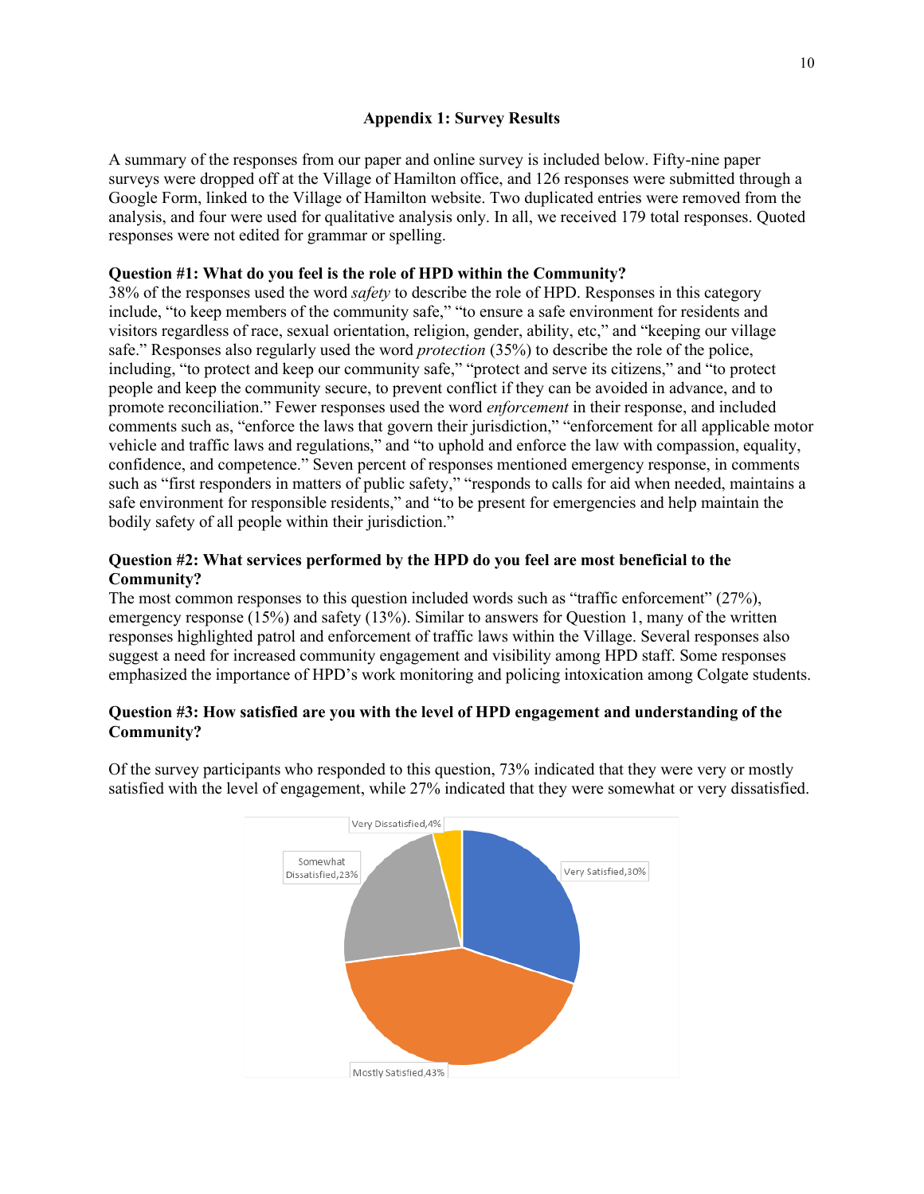## Appendix 1: Survey Results

A summary of the responses from our paper and online survey is included below. Fifty-nine paper surveys were dropped off at the Village of Hamilton office, and 126 responses were submitted through a Google Form, linked to the Village of Hamilton website. Two duplicated entries were removed from the analysis, and four were used for qualitative analysis only. In all, we received 179 total responses. Quoted responses were not edited for grammar or spelling.

**Question #1: What do you feel is the role of HPD within the Community?**

38% of the responses used the word *safety* to describe the role of HPD. Responses in this category include, "to keep members of the community safe," "to ensure a safe environment for residents and visitors regardless of race, sexual orientation, religion, gender, ability, etc," and "keeping our village safe." Responses also regularly used the word *protection* (35%) to describe the role of the police, including, "to protect and keep our community safe," "protect and serve its citizens," and "to protect people and keep the community secure, to prevent conflict if they can be avoided in advance, and to promote reconciliation." Fewer responses used the word *enforcement* in their response, and included comments such as, "enforce the laws that govern their jurisdiction," "enforcement for all applicable motor vehicle and traffic laws and regulations," and "to uphold and enforce the law with compassion, equality, confidence, and competence." Seven percent of responses mentioned emergency response, in comments such as "first responders in matters of public safety," "responds to calls for aid when needed, maintains a safe environment for responsible residents," and "to be present for emergencies and help maintain the bodily safety of all people within their jurisdiction."

**Question #2: What services performed by the HPD do you feel are most beneficial to the Community?**

The most common responses to this question included words such as "traffic enforcement" (27%), emergency response (15%) and safety (13%). Similar to answers for Question 1, many of the written responses highlighted patrol and enforcement of traffic laws within the Village. Several responses also suggest a need for increased community engagement and visibility among HPD staff. Some responses emphasized the importance of HPD's work monitoring and policing intoxication among Colgate students.

**Question #3: How satisfied are you with the level of HPD engagement and understanding of the Community?**

Of the survey participants who responded to this question, 73% indicated that they were very or mostly satisfied with the level of engagement, while 27% indicated that they were somewhat or very dissatisfied.

| Response | Percent |
|---|---|
| Very Satisfied | 30% |
| Mostly Satisfied | 43% |
| Somewhat Dissatisfied | 23% |
| Very Dissatisfied | 4% |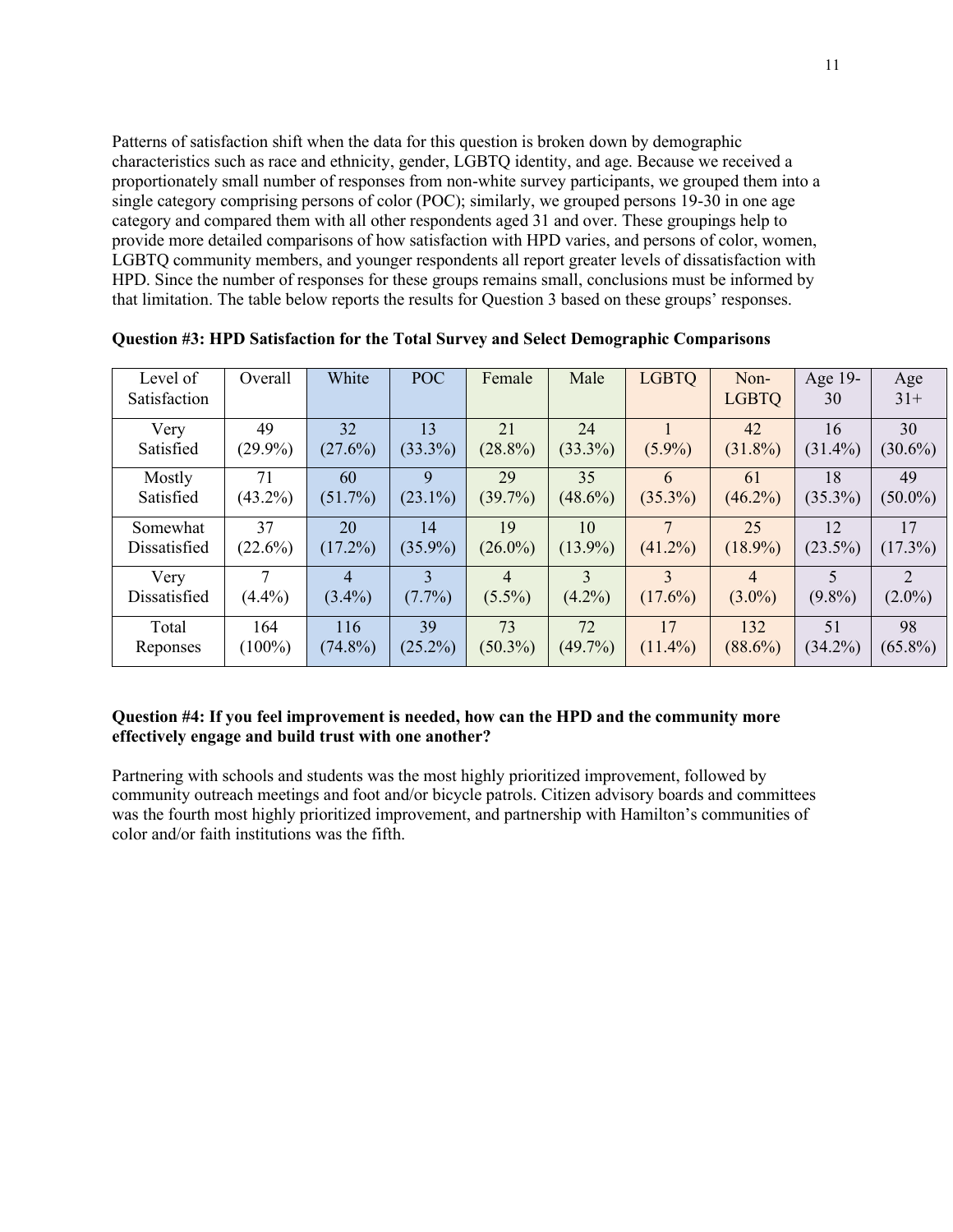Patterns of satisfaction shift when the data for this question is broken down by demographic characteristics such as race and ethnicity, gender, LGBTQ identity, and age. Because we received a proportionately small number of responses from non-white survey participants, we grouped them into a single category comprising persons of color (POC); similarly, we grouped persons 19-30 in one age category and compared them with all other respondents aged 31 and over. These groupings help to provide more detailed comparisons of how satisfaction with HPD varies, and persons of color, women, LGBTQ community members, and younger respondents all report greater levels of dissatisfaction with HPD. Since the number of responses for these groups remains small, conclusions must be informed by that limitation. The table below reports the results for Question 3 based on these groups' responses.

**Question #3: HPD Satisfaction for the Total Survey and Select Demographic Comparisons**

| Level of Satisfaction | Overall | White | POC | Female | Male | LGBTQ | Non-LGBTQ | Age 19-30 | Age 31+ |
|---|---|---|---|---|---|---|---|---|---|
| Very Satisfied | 49 (29.9%) | 32 (27.6%) | 13 (33.3%) | 21 (28.8%) | 24 (33.3%) | 1 (5.9%) | 42 (31.8%) | 16 (31.4%) | 30 (30.6%) |
| Mostly Satisfied | 71 (43.2%) | 60 (51.7%) | 9 (23.1%) | 29 (39.7%) | 35 (48.6%) | 6 (35.3%) | 61 (46.2%) | 18 (35.3%) | 49 (50.0%) |
| Somewhat Dissatisfied | 37 (22.6%) | 20 (17.2%) | 14 (35.9%) | 19 (26.0%) | 10 (13.9%) | 7 (41.2%) | 25 (18.9%) | 12 (23.5%) | 17 (17.3%) |
| Very Dissatisfied | 7 (4.4%) | 4 (3.4%) | 3 (7.7%) | 4 (5.5%) | 3 (4.2%) | 3 (17.6%) | 4 (3.0%) | 5 (9.8%) | 2 (2.0%) |
| Total Reponses | 164 (100%) | 116 (74.8%) | 39 (25.2%) | 73 (50.3%) | 72 (49.7%) | 17 (11.4%) | 132 (88.6%) | 51 (34.2%) | 98 (65.8%) |

**Question #4: If you feel improvement is needed, how can the HPD and the community more effectively engage and build trust with one another?**

Partnering with schools and students was the most highly prioritized improvement, followed by community outreach meetings and foot and/or bicycle patrols. Citizen advisory boards and committees was the fourth most highly prioritized improvement, and partnership with Hamilton's communities of color and/or faith institutions was the fifth.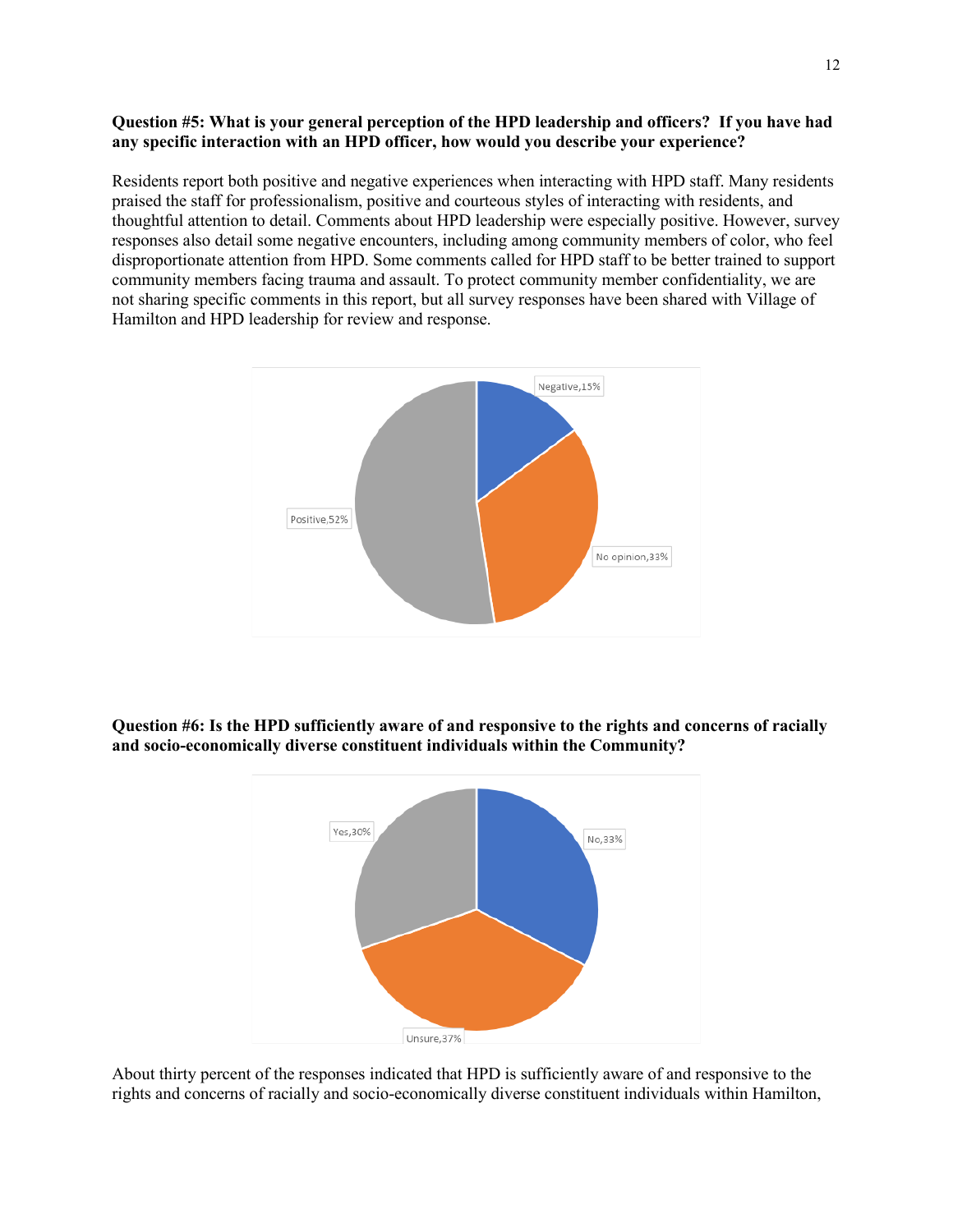**Question #5: What is your general perception of the HPD leadership and officers? If you have had any specific interaction with an HPD officer, how would you describe your experience?**

Residents report both positive and negative experiences when interacting with HPD staff. Many residents praised the staff for professionalism, positive and courteous styles of interacting with residents, and thoughtful attention to detail. Comments about HPD leadership were especially positive. However, survey responses also detail some negative encounters, including among community members of color, who feel disproportionate attention from HPD. Some comments called for HPD staff to be better trained to support community members facing trauma and assault. To protect community member confidentiality, we are not sharing specific comments in this report, but all survey responses have been shared with Village of Hamilton and HPD leadership for review and response.

Negative, 15%
No opinion, 33%
Positive, 52%

**Question #6: Is the HPD sufficiently aware of and responsive to the rights and concerns of racially and socio-economically diverse constituent individuals within the Community?**

Yes, 30%
No, 33%
Unsure, 37%

About thirty percent of the responses indicated that HPD is sufficiently aware of and responsive to the rights and concerns of racially and socio-economically diverse constituent individuals within Hamilton,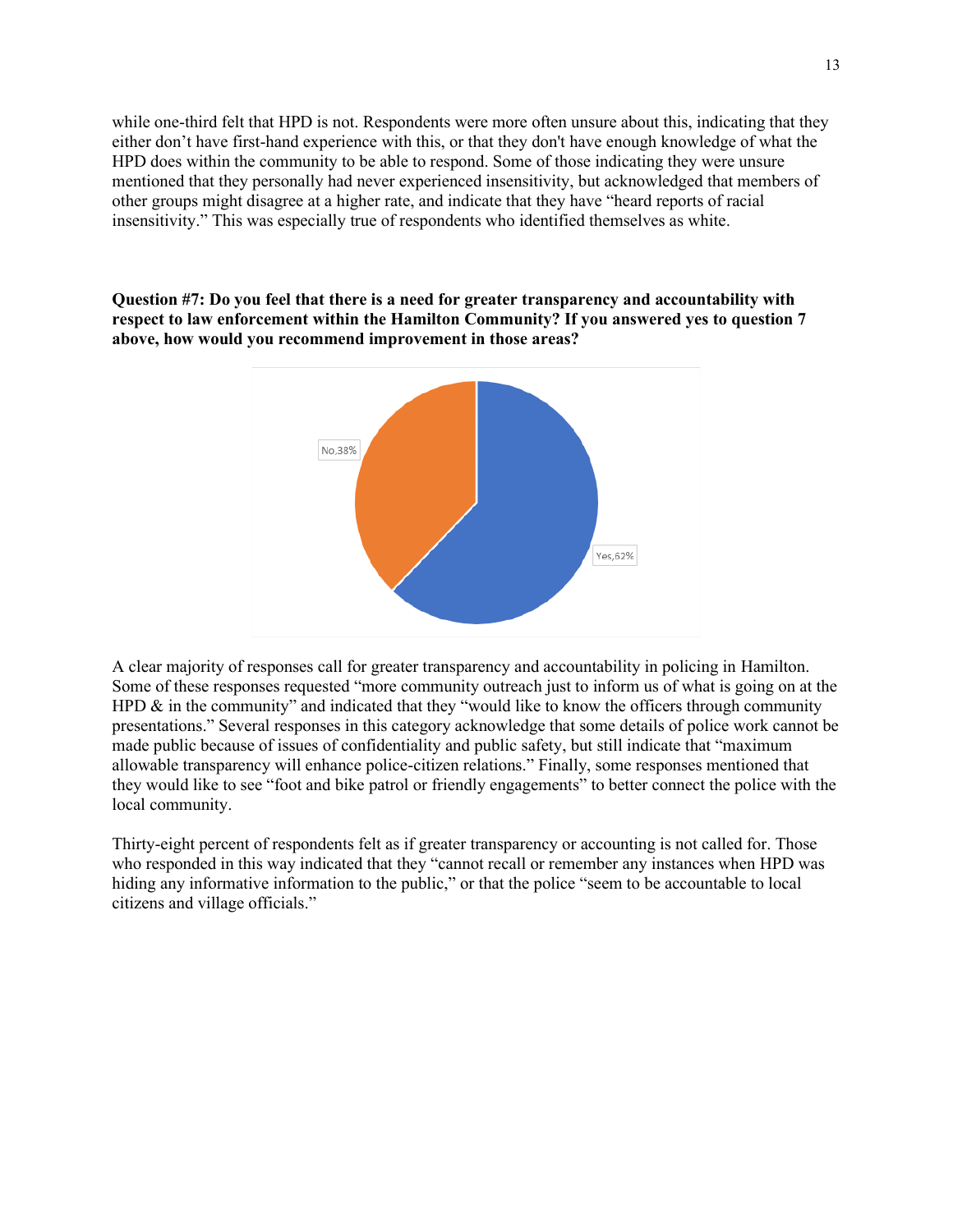while one-third felt that HPD is not. Respondents were more often unsure about this, indicating that they either don't have first-hand experience with this, or that they don't have enough knowledge of what the HPD does within the community to be able to respond. Some of those indicating they were unsure mentioned that they personally had never experienced insensitivity, but acknowledged that members of other groups might disagree at a higher rate, and indicate that they have "heard reports of racial insensitivity." This was especially true of respondents who identified themselves as white.

**Question #7: Do you feel that there is a need for greater transparency and accountability with respect to law enforcement within the Hamilton Community? If you answered yes to question 7 above, how would you recommend improvement in those areas?**

No,38%

Yes,62%

A clear majority of responses call for greater transparency and accountability in policing in Hamilton. Some of these responses requested "more community outreach just to inform us of what is going on at the HPD & in the community" and indicated that they "would like to know the officers through community presentations." Several responses in this category acknowledge that some details of police work cannot be made public because of issues of confidentiality and public safety, but still indicate that "maximum allowable transparency will enhance police-citizen relations." Finally, some responses mentioned that they would like to see "foot and bike patrol or friendly engagements" to better connect the police with the local community.

Thirty-eight percent of respondents felt as if greater transparency or accounting is not called for. Those who responded in this way indicated that they "cannot recall or remember any instances when HPD was hiding any informative information to the public," or that the police "seem to be accountable to local citizens and village officials."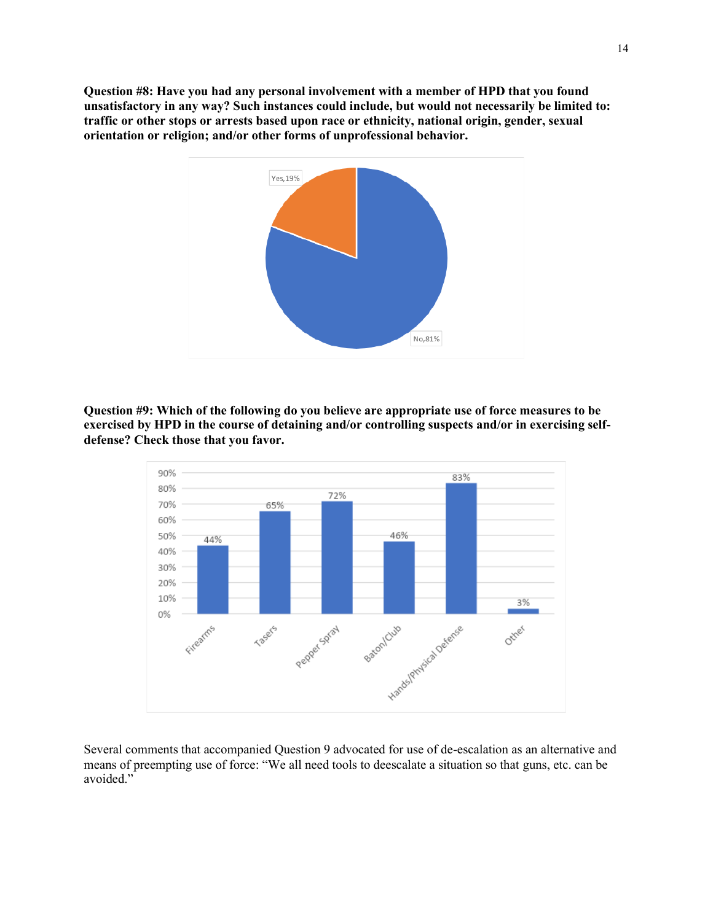**Question #8: Have you had any personal involvement with a member of HPD that you found unsatisfactory in any way? Such instances could include, but would not necessarily be limited to: traffic or other stops or arrests based upon race or ethnicity, national origin, gender, sexual orientation or religion; and/or other forms of unprofessional behavior.**

| Response | Percent |
| --- | --- |
| Yes | 19% |
| No | 81% |

**Question #9: Which of the following do you believe are appropriate use of force measures to be exercised by HPD in the course of detaining and/or controlling suspects and/or in exercising self-defense? Check those that you favor.**

| Measure | Percent |
| --- | --- |
| Firearms | 44% |
| Tasers | 65% |
| Pepper Spray | 72% |
| Baton/Club | 46% |
| Hands/Physical Defense | 83% |
| Other | 3% |

Several comments that accompanied Question 9 advocated for use of de-escalation as an alternative and means of preempting use of force: "We all need tools to deescalate a situation so that guns, etc. can be avoided."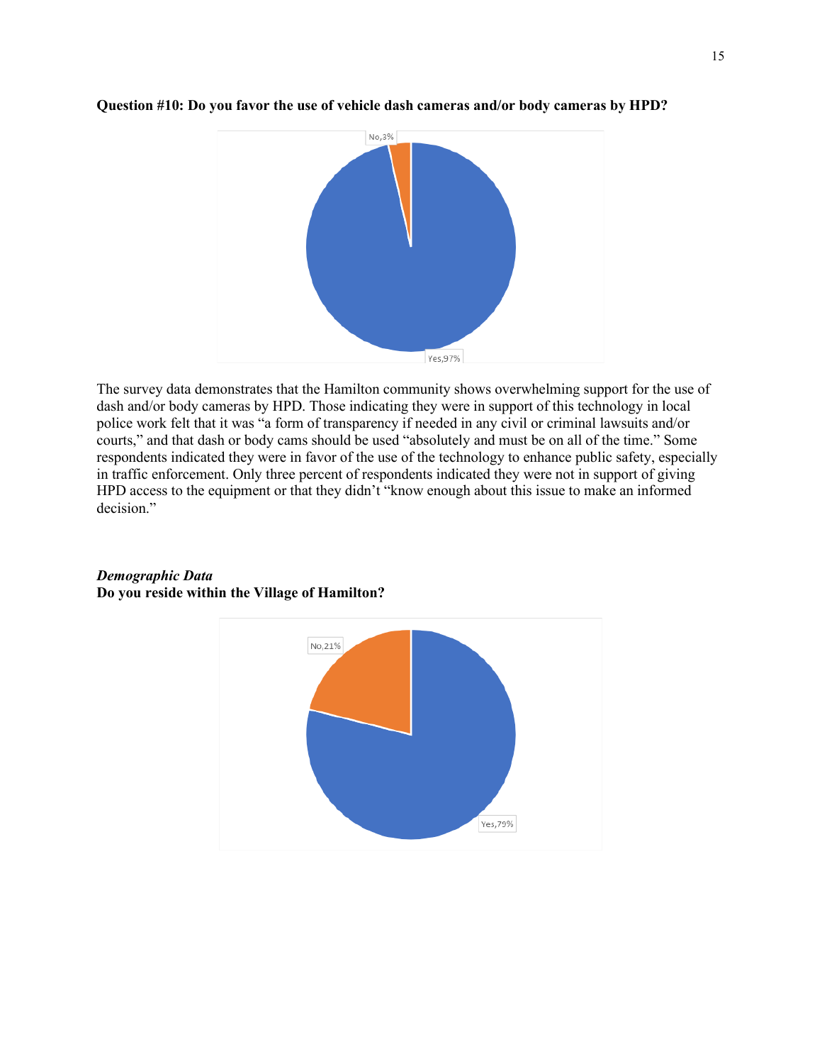**Question #10: Do you favor the use of vehicle dash cameras and/or body cameras by HPD?**

No, 3%

Yes, 97%

The survey data demonstrates that the Hamilton community shows overwhelming support for the use of dash and/or body cameras by HPD. Those indicating they were in support of this technology in local police work felt that it was "a form of transparency if needed in any civil or criminal lawsuits and/or courts," and that dash or body cams should be used "absolutely and must be on all of the time." Some respondents indicated they were in favor of the use of the technology to enhance public safety, especially in traffic enforcement. Only three percent of respondents indicated they were not in support of giving HPD access to the equipment or that they didn't "know enough about this issue to make an informed decision."

***Demographic Data***

**Do you reside within the Village of Hamilton?**

No, 21%

Yes, 79%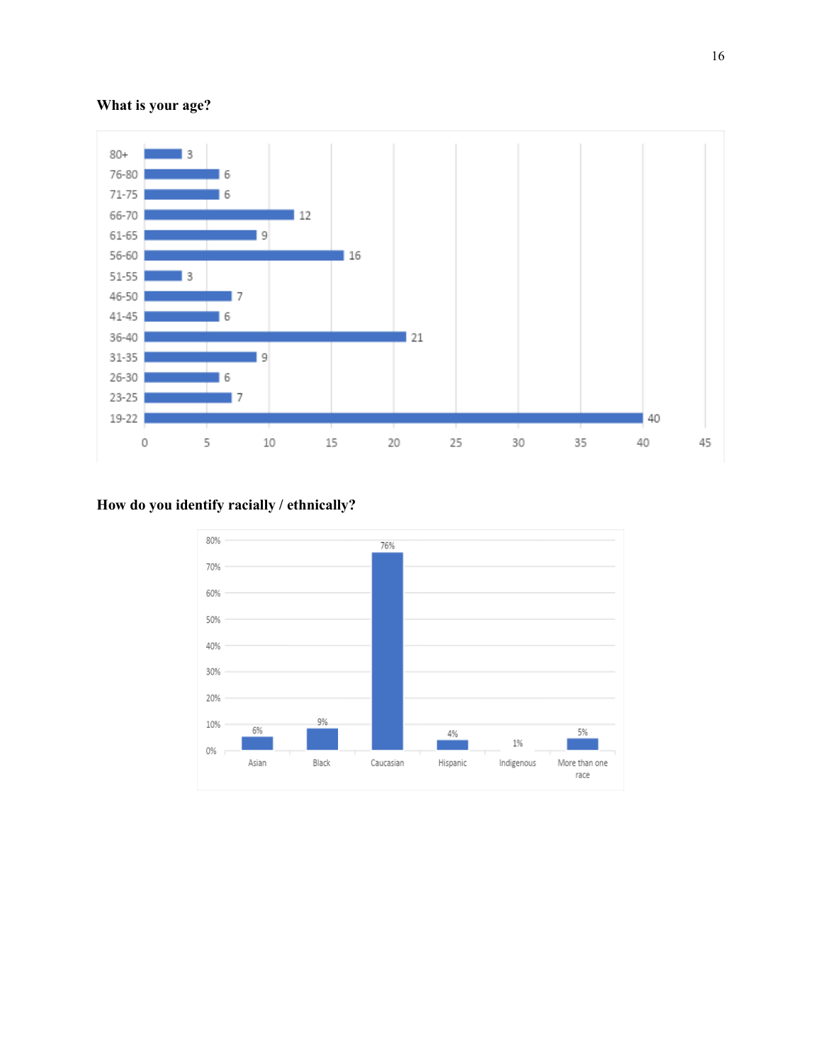**What is your age?**

| Age | Count |
|---|---|
| 80+ | 3 |
| 76-80 | 6 |
| 71-75 | 6 |
| 66-70 | 12 |
| 61-65 | 9 |
| 56-60 | 16 |
| 51-55 | 3 |
| 46-50 | 7 |
| 41-45 | 6 |
| 36-40 | 21 |
| 31-35 | 9 |
| 26-30 | 6 |
| 23-25 | 7 |
| 19-22 | 40 |

**How do you identify racially / ethnically?**

| Race / Ethnicity | Percentage |
|---|---|
| Asian | 6% |
| Black | 9% |
| Caucasian | 76% |
| Hispanic | 4% |
| Indigenous | 1% |
| More than one race | 5% |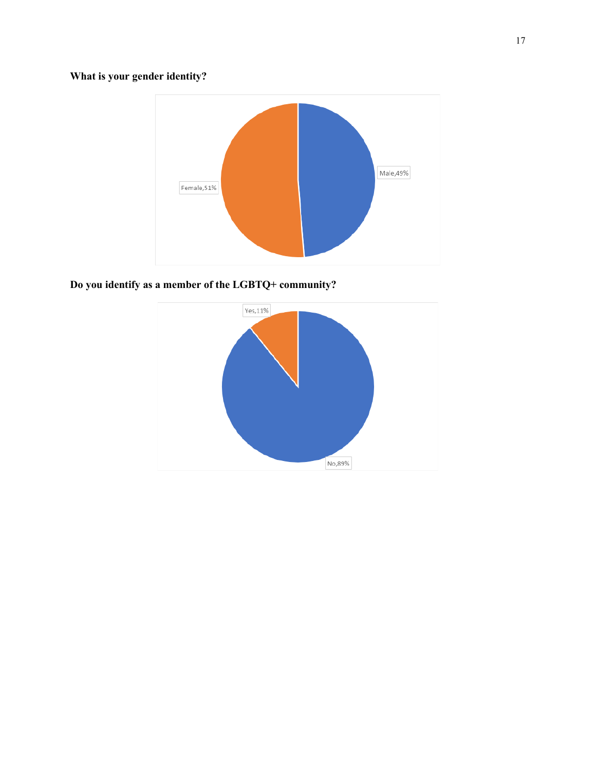**What is your gender identity?**

Female,51%

Male,49%

**Do you identify as a member of the LGBTQ+ community?**

Yes,11%

No,89%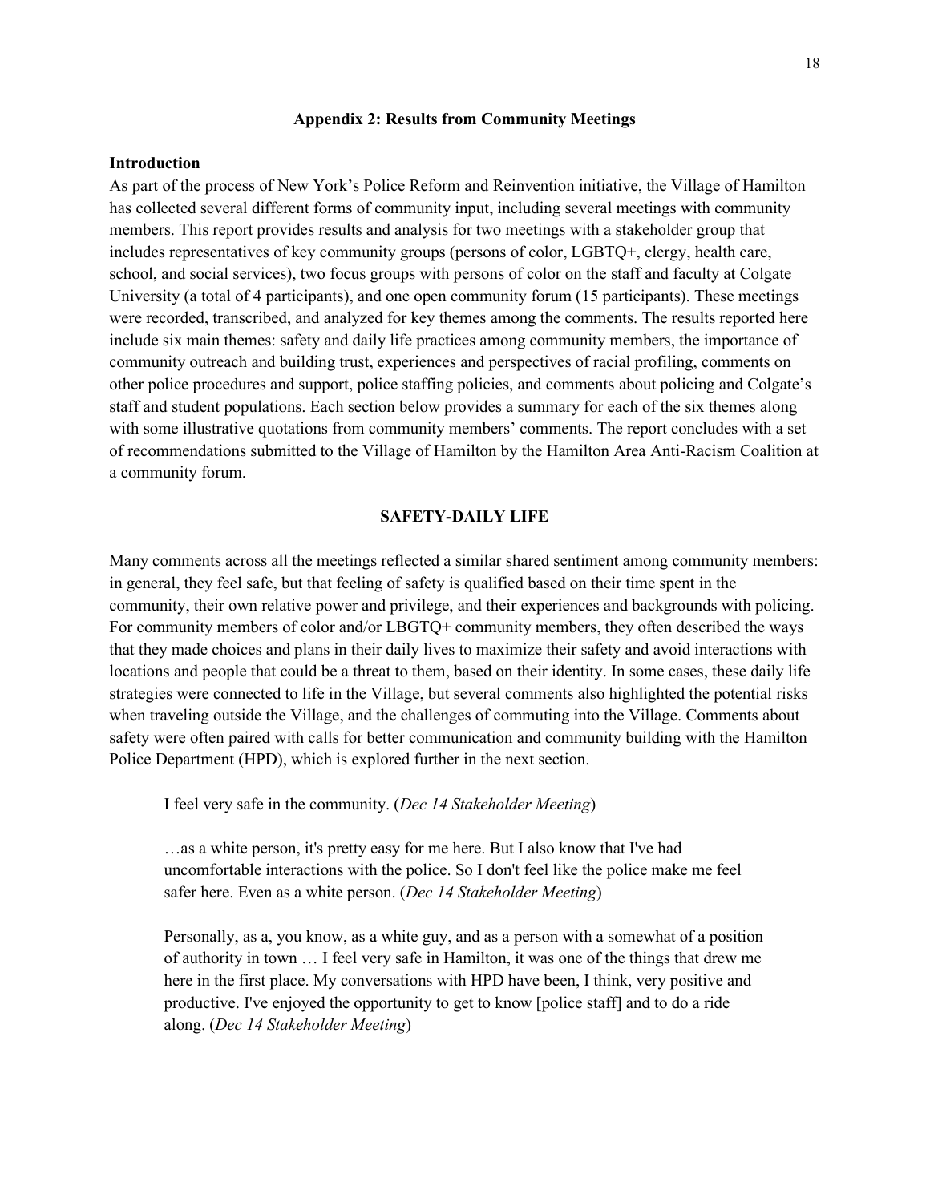## Appendix 2: Results from Community Meetings

### Introduction

As part of the process of New York's Police Reform and Reinvention initiative, the Village of Hamilton has collected several different forms of community input, including several meetings with community members. This report provides results and analysis for two meetings with a stakeholder group that includes representatives of key community groups (persons of color, LGBTQ+, clergy, health care, school, and social services), two focus groups with persons of color on the staff and faculty at Colgate University (a total of 4 participants), and one open community forum (15 participants). These meetings were recorded, transcribed, and analyzed for key themes among the comments. The results reported here include six main themes: safety and daily life practices among community members, the importance of community outreach and building trust, experiences and perspectives of racial profiling, comments on other police procedures and support, police staffing policies, and comments about policing and Colgate's staff and student populations. Each section below provides a summary for each of the six themes along with some illustrative quotations from community members' comments. The report concludes with a set of recommendations submitted to the Village of Hamilton by the Hamilton Area Anti-Racism Coalition at a community forum.

### SAFETY-DAILY LIFE

Many comments across all the meetings reflected a similar shared sentiment among community members: in general, they feel safe, but that feeling of safety is qualified based on their time spent in the community, their own relative power and privilege, and their experiences and backgrounds with policing. For community members of color and/or LBGTQ+ community members, they often described the ways that they made choices and plans in their daily lives to maximize their safety and avoid interactions with locations and people that could be a threat to them, based on their identity. In some cases, these daily life strategies were connected to life in the Village, but several comments also highlighted the potential risks when traveling outside the Village, and the challenges of commuting into the Village. Comments about safety were often paired with calls for better communication and community building with the Hamilton Police Department (HPD), which is explored further in the next section.

> I feel very safe in the community. (*Dec 14 Stakeholder Meeting*)

> …as a white person, it's pretty easy for me here. But I also know that I've had uncomfortable interactions with the police. So I don't feel like the police make me feel safer here. Even as a white person. (*Dec 14 Stakeholder Meeting*)

> Personally, as a, you know, as a white guy, and as a person with a somewhat of a position of authority in town … I feel very safe in Hamilton, it was one of the things that drew me here in the first place. My conversations with HPD have been, I think, very positive and productive. I've enjoyed the opportunity to get to know [police staff] and to do a ride along. (*Dec 14 Stakeholder Meeting*)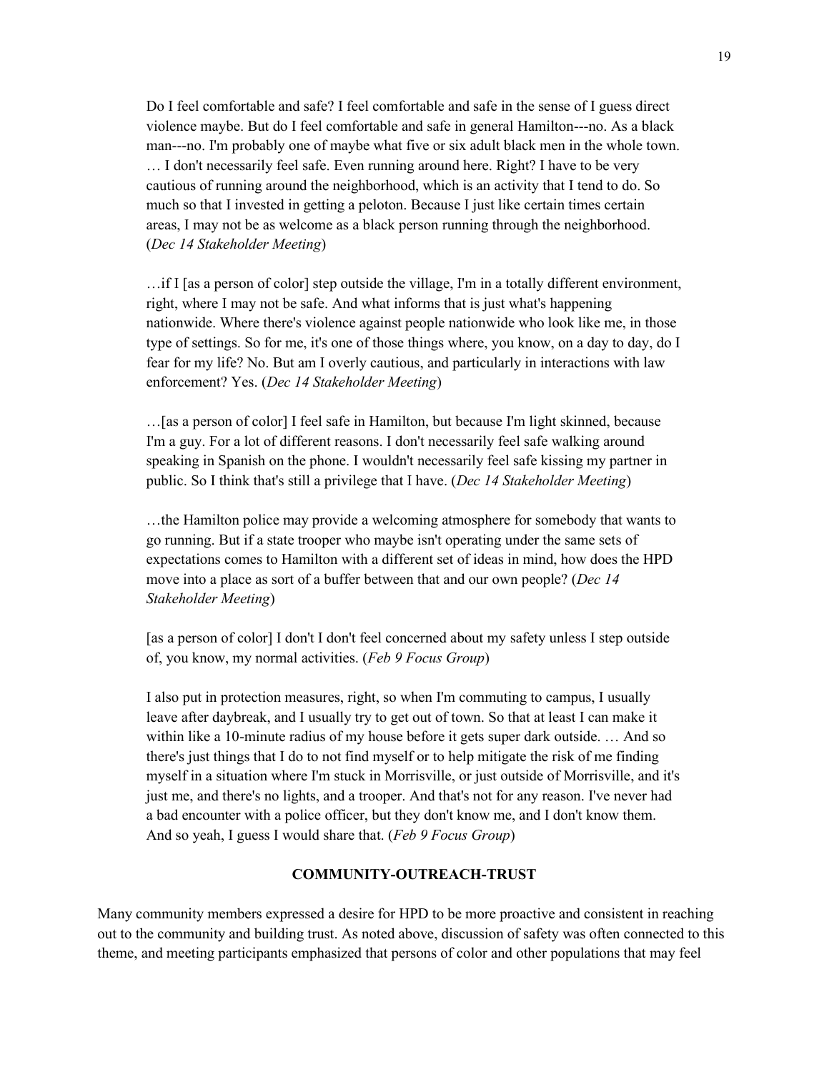> Do I feel comfortable and safe? I feel comfortable and safe in the sense of I guess direct violence maybe. But do I feel comfortable and safe in general Hamilton---no. As a black man---no. I'm probably one of maybe what five or six adult black men in the whole town. … I don't necessarily feel safe. Even running around here. Right? I have to be very cautious of running around the neighborhood, which is an activity that I tend to do. So much so that I invested in getting a peloton. Because I just like certain times certain areas, I may not be as welcome as a black person running through the neighborhood. (*Dec 14 Stakeholder Meeting*)

> …if I [as a person of color] step outside the village, I'm in a totally different environment, right, where I may not be safe. And what informs that is just what's happening nationwide. Where there's violence against people nationwide who look like me, in those type of settings. So for me, it's one of those things where, you know, on a day to day, do I fear for my life? No. But am I overly cautious, and particularly in interactions with law enforcement? Yes. (*Dec 14 Stakeholder Meeting*)

> …[as a person of color] I feel safe in Hamilton, but because I'm light skinned, because I'm a guy. For a lot of different reasons. I don't necessarily feel safe walking around speaking in Spanish on the phone. I wouldn't necessarily feel safe kissing my partner in public. So I think that's still a privilege that I have. (*Dec 14 Stakeholder Meeting*)

> …the Hamilton police may provide a welcoming atmosphere for somebody that wants to go running. But if a state trooper who maybe isn't operating under the same sets of expectations comes to Hamilton with a different set of ideas in mind, how does the HPD move into a place as sort of a buffer between that and our own people? (*Dec 14 Stakeholder Meeting*)

> [as a person of color] I don't I don't feel concerned about my safety unless I step outside of, you know, my normal activities. (*Feb 9 Focus Group*)

> I also put in protection measures, right, so when I'm commuting to campus, I usually leave after daybreak, and I usually try to get out of town. So that at least I can make it within like a 10-minute radius of my house before it gets super dark outside. … And so there's just things that I do to not find myself or to help mitigate the risk of me finding myself in a situation where I'm stuck in Morrisville, or just outside of Morrisville, and it's just me, and there's no lights, and a trooper. And that's not for any reason. I've never had a bad encounter with a police officer, but they don't know me, and I don't know them. And so yeah, I guess I would share that. (*Feb 9 Focus Group*)

## COMMUNITY-OUTREACH-TRUST

Many community members expressed a desire for HPD to be more proactive and consistent in reaching out to the community and building trust. As noted above, discussion of safety was often connected to this theme, and meeting participants emphasized that persons of color and other populations that may feel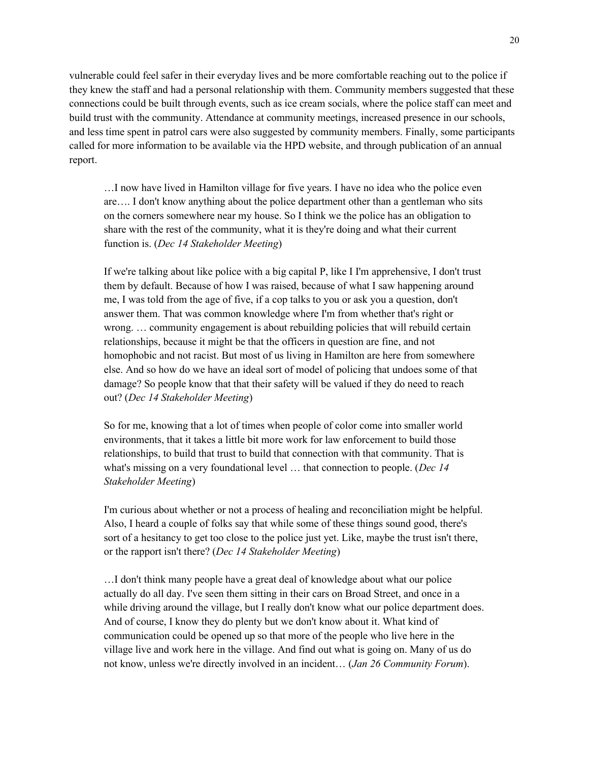vulnerable could feel safer in their everyday lives and be more comfortable reaching out to the police if they knew the staff and had a personal relationship with them. Community members suggested that these connections could be built through events, such as ice cream socials, where the police staff can meet and build trust with the community. Attendance at community meetings, increased presence in our schools, and less time spent in patrol cars were also suggested by community members. Finally, some participants called for more information to be available via the HPD website, and through publication of an annual report.

> …I now have lived in Hamilton village for five years. I have no idea who the police even are…. I don't know anything about the police department other than a gentleman who sits on the corners somewhere near my house. So I think we the police has an obligation to share with the rest of the community, what it is they're doing and what their current function is. (*Dec 14 Stakeholder Meeting*)

> If we're talking about like police with a big capital P, like I I'm apprehensive, I don't trust them by default. Because of how I was raised, because of what I saw happening around me, I was told from the age of five, if a cop talks to you or ask you a question, don't answer them. That was common knowledge where I'm from whether that's right or wrong. … community engagement is about rebuilding policies that will rebuild certain relationships, because it might be that the officers in question are fine, and not homophobic and not racist. But most of us living in Hamilton are here from somewhere else. And so how do we have an ideal sort of model of policing that undoes some of that damage? So people know that that their safety will be valued if they do need to reach out? (*Dec 14 Stakeholder Meeting*)

> So for me, knowing that a lot of times when people of color come into smaller world environments, that it takes a little bit more work for law enforcement to build those relationships, to build that trust to build that connection with that community. That is what's missing on a very foundational level … that connection to people. (*Dec 14 Stakeholder Meeting*)

> I'm curious about whether or not a process of healing and reconciliation might be helpful. Also, I heard a couple of folks say that while some of these things sound good, there's sort of a hesitancy to get too close to the police just yet. Like, maybe the trust isn't there, or the rapport isn't there? (*Dec 14 Stakeholder Meeting*)

> …I don't think many people have a great deal of knowledge about what our police actually do all day. I've seen them sitting in their cars on Broad Street, and once in a while driving around the village, but I really don't know what our police department does. And of course, I know they do plenty but we don't know about it. What kind of communication could be opened up so that more of the people who live here in the village live and work here in the village. And find out what is going on. Many of us do not know, unless we're directly involved in an incident… (*Jan 26 Community Forum*).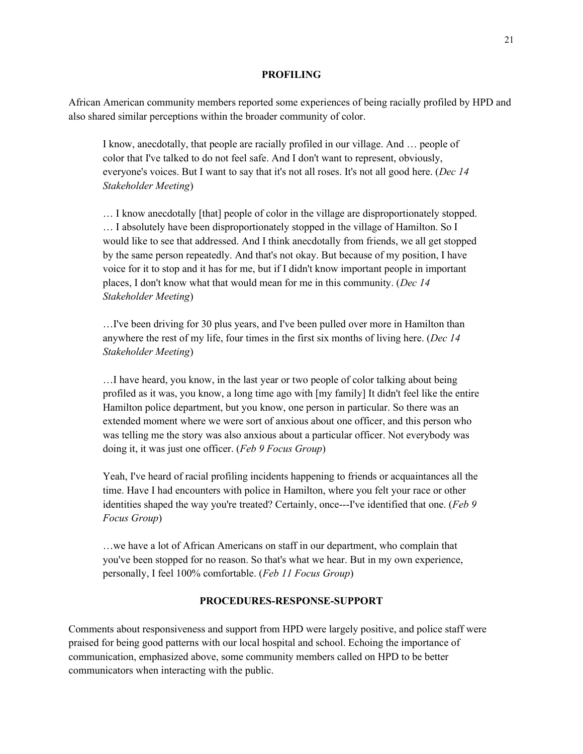## PROFILING

African American community members reported some experiences of being racially profiled by HPD and also shared similar perceptions within the broader community of color.

> I know, anecdotally, that people are racially profiled in our village. And … people of color that I've talked to do not feel safe. And I don't want to represent, obviously, everyone's voices. But I want to say that it's not all roses. It's not all good here. (*Dec 14 Stakeholder Meeting*)

> … I know anecdotally [that] people of color in the village are disproportionately stopped. … I absolutely have been disproportionately stopped in the village of Hamilton. So I would like to see that addressed. And I think anecdotally from friends, we all get stopped by the same person repeatedly. And that's not okay. But because of my position, I have voice for it to stop and it has for me, but if I didn't know important people in important places, I don't know what that would mean for me in this community. (*Dec 14 Stakeholder Meeting*)

> …I've been driving for 30 plus years, and I've been pulled over more in Hamilton than anywhere the rest of my life, four times in the first six months of living here. (*Dec 14 Stakeholder Meeting*)

> …I have heard, you know, in the last year or two people of color talking about being profiled as it was, you know, a long time ago with [my family] It didn't feel like the entire Hamilton police department, but you know, one person in particular. So there was an extended moment where we were sort of anxious about one officer, and this person who was telling me the story was also anxious about a particular officer. Not everybody was doing it, it was just one officer. (*Feb 9 Focus Group*)

> Yeah, I've heard of racial profiling incidents happening to friends or acquaintances all the time. Have I had encounters with police in Hamilton, where you felt your race or other identities shaped the way you're treated? Certainly, once---I've identified that one. (*Feb 9 Focus Group*)

> …we have a lot of African Americans on staff in our department, who complain that you've been stopped for no reason. So that's what we hear. But in my own experience, personally, I feel 100% comfortable. (*Feb 11 Focus Group*)

## PROCEDURES-RESPONSE-SUPPORT

Comments about responsiveness and support from HPD were largely positive, and police staff were praised for being good patterns with our local hospital and school. Echoing the importance of communication, emphasized above, some community members called on HPD to be better communicators when interacting with the public.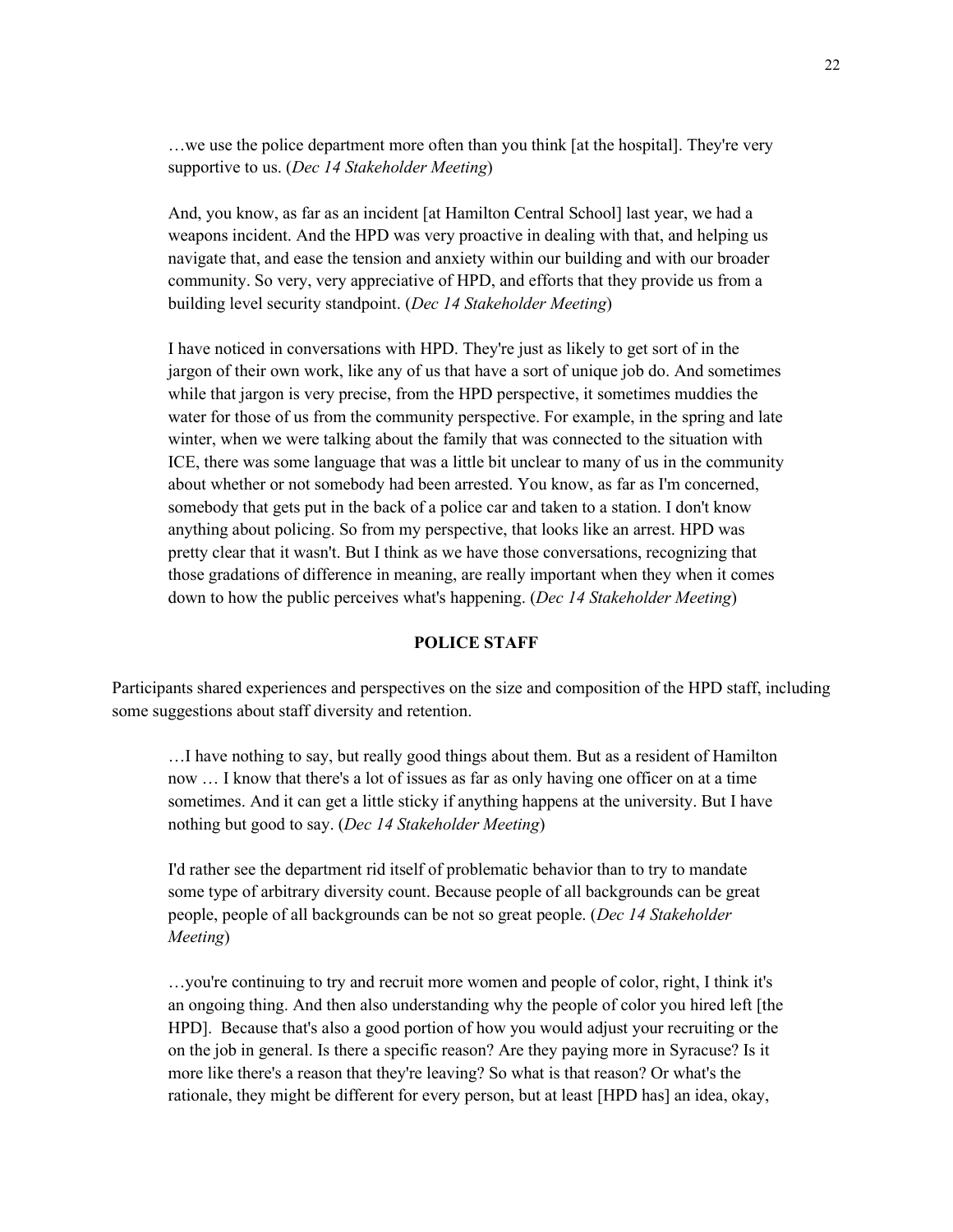…we use the police department more often than you think [at the hospital]. They're very supportive to us. (*Dec 14 Stakeholder Meeting*)

> And, you know, as far as an incident [at Hamilton Central School] last year, we had a weapons incident. And the HPD was very proactive in dealing with that, and helping us navigate that, and ease the tension and anxiety within our building and with our broader community. So very, very appreciative of HPD, and efforts that they provide us from a building level security standpoint. (*Dec 14 Stakeholder Meeting*)

> I have noticed in conversations with HPD. They're just as likely to get sort of in the jargon of their own work, like any of us that have a sort of unique job do. And sometimes while that jargon is very precise, from the HPD perspective, it sometimes muddies the water for those of us from the community perspective. For example, in the spring and late winter, when we were talking about the family that was connected to the situation with ICE, there was some language that was a little bit unclear to many of us in the community about whether or not somebody had been arrested. You know, as far as I'm concerned, somebody that gets put in the back of a police car and taken to a station. I don't know anything about policing. So from my perspective, that looks like an arrest. HPD was pretty clear that it wasn't. But I think as we have those conversations, recognizing that those gradations of difference in meaning, are really important when they when it comes down to how the public perceives what's happening. (*Dec 14 Stakeholder Meeting*)

## POLICE STAFF

Participants shared experiences and perspectives on the size and composition of the HPD staff, including some suggestions about staff diversity and retention.

> …I have nothing to say, but really good things about them. But as a resident of Hamilton now … I know that there's a lot of issues as far as only having one officer on at a time sometimes. And it can get a little sticky if anything happens at the university. But I have nothing but good to say. (*Dec 14 Stakeholder Meeting*)

> I'd rather see the department rid itself of problematic behavior than to try to mandate some type of arbitrary diversity count. Because people of all backgrounds can be great people, people of all backgrounds can be not so great people. (*Dec 14 Stakeholder Meeting*)

> …you're continuing to try and recruit more women and people of color, right, I think it's an ongoing thing. And then also understanding why the people of color you hired left [the HPD]. Because that's also a good portion of how you would adjust your recruiting or the on the job in general. Is there a specific reason? Are they paying more in Syracuse? Is it more like there's a reason that they're leaving? So what is that reason? Or what's the rationale, they might be different for every person, but at least [HPD has] an idea, okay,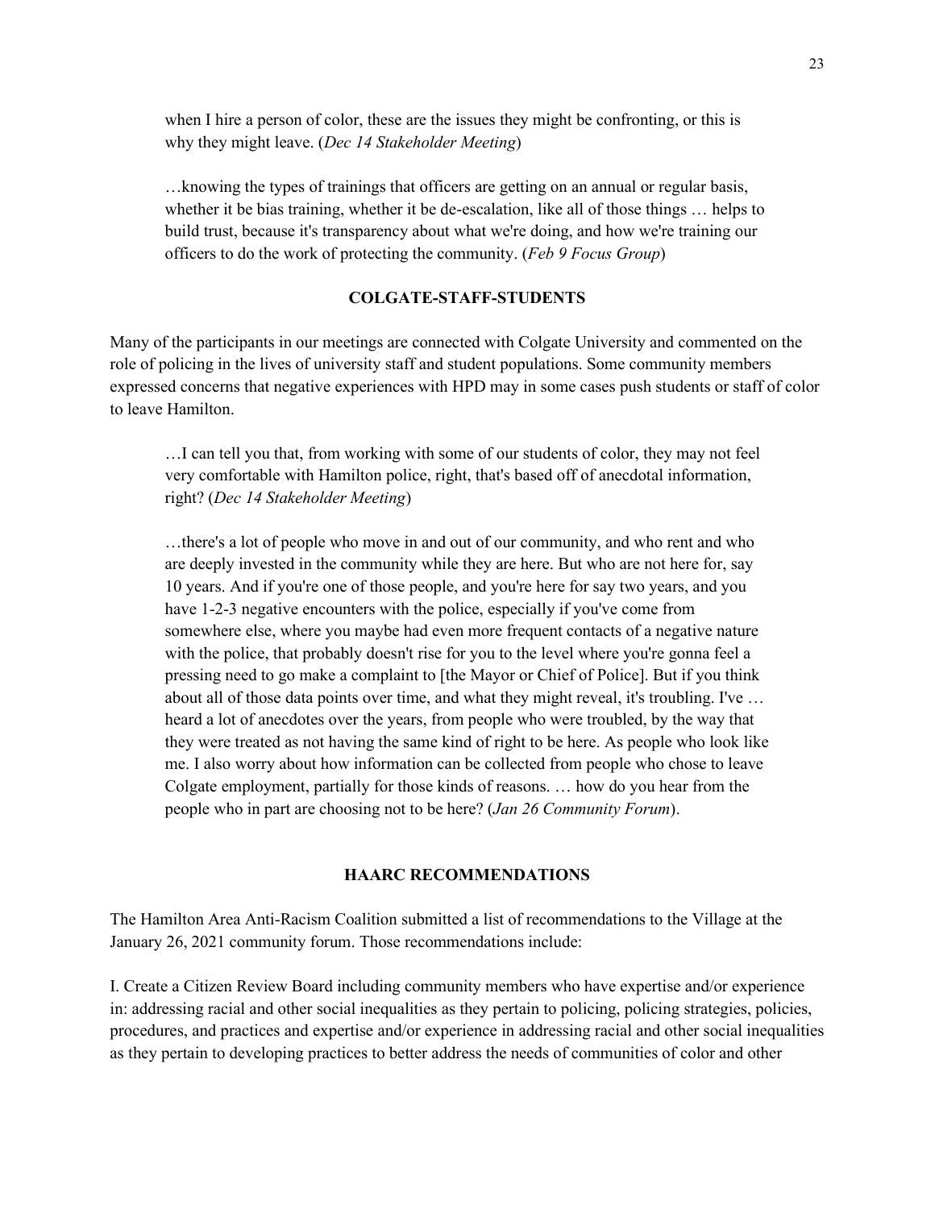when I hire a person of color, these are the issues they might be confronting, or this is why they might leave. (*Dec 14 Stakeholder Meeting*)

> …knowing the types of trainings that officers are getting on an annual or regular basis, whether it be bias training, whether it be de-escalation, like all of those things … helps to build trust, because it's transparency about what we're doing, and how we're training our officers to do the work of protecting the community. (*Feb 9 Focus Group*)

## COLGATE-STAFF-STUDENTS

Many of the participants in our meetings are connected with Colgate University and commented on the role of policing in the lives of university staff and student populations. Some community members expressed concerns that negative experiences with HPD may in some cases push students or staff of color to leave Hamilton.

> …I can tell you that, from working with some of our students of color, they may not feel very comfortable with Hamilton police, right, that's based off of anecdotal information, right? (*Dec 14 Stakeholder Meeting*)

> …there's a lot of people who move in and out of our community, and who rent and who are deeply invested in the community while they are here. But who are not here for, say 10 years. And if you're one of those people, and you're here for say two years, and you have 1-2-3 negative encounters with the police, especially if you've come from somewhere else, where you maybe had even more frequent contacts of a negative nature with the police, that probably doesn't rise for you to the level where you're gonna feel a pressing need to go make a complaint to [the Mayor or Chief of Police]. But if you think about all of those data points over time, and what they might reveal, it's troubling. I've … heard a lot of anecdotes over the years, from people who were troubled, by the way that they were treated as not having the same kind of right to be here. As people who look like me. I also worry about how information can be collected from people who chose to leave Colgate employment, partially for those kinds of reasons. … how do you hear from the people who in part are choosing not to be here? (*Jan 26 Community Forum*).

## HAARC RECOMMENDATIONS

The Hamilton Area Anti-Racism Coalition submitted a list of recommendations to the Village at the January 26, 2021 community forum. Those recommendations include:

I. Create a Citizen Review Board including community members who have expertise and/or experience in: addressing racial and other social inequalities as they pertain to policing, policing strategies, policies, procedures, and practices and expertise and/or experience in addressing racial and other social inequalities as they pertain to developing practices to better address the needs of communities of color and other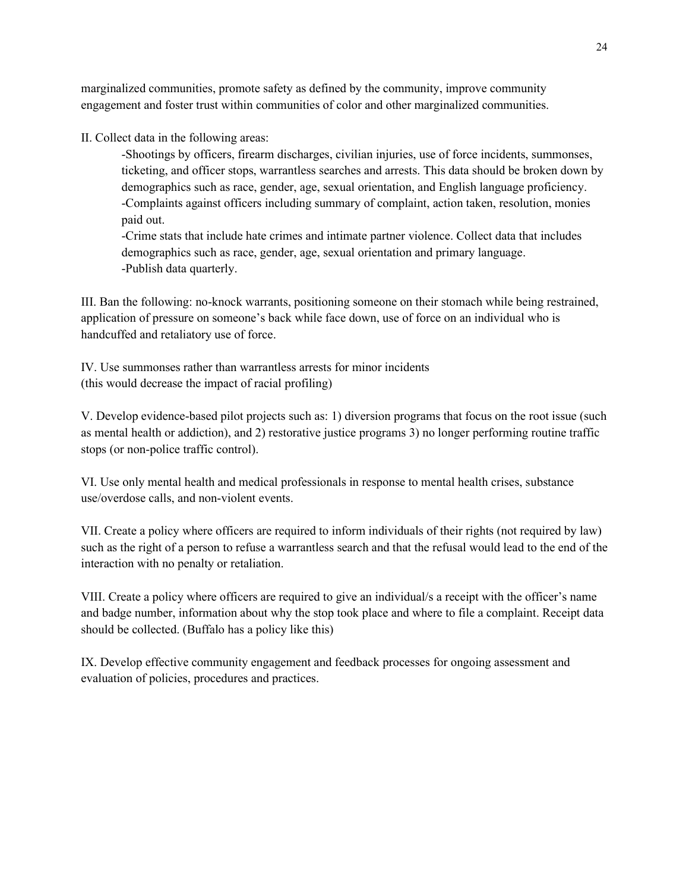marginalized communities, promote safety as defined by the community, improve community engagement and foster trust within communities of color and other marginalized communities.

II. Collect data in the following areas:

> -Shootings by officers, firearm discharges, civilian injuries, use of force incidents, summonses, ticketing, and officer stops, warrantless searches and arrests. This data should be broken down by demographics such as race, gender, age, sexual orientation, and English language proficiency.
> -Complaints against officers including summary of complaint, action taken, resolution, monies paid out.
> -Crime stats that include hate crimes and intimate partner violence. Collect data that includes demographics such as race, gender, age, sexual orientation and primary language.
> -Publish data quarterly.

III. Ban the following: no-knock warrants, positioning someone on their stomach while being restrained, application of pressure on someone's back while face down, use of force on an individual who is handcuffed and retaliatory use of force.

IV. Use summonses rather than warrantless arrests for minor incidents
(this would decrease the impact of racial profiling)

V. Develop evidence-based pilot projects such as: 1) diversion programs that focus on the root issue (such as mental health or addiction), and 2) restorative justice programs 3) no longer performing routine traffic stops (or non-police traffic control).

VI. Use only mental health and medical professionals in response to mental health crises, substance use/overdose calls, and non-violent events.

VII. Create a policy where officers are required to inform individuals of their rights (not required by law) such as the right of a person to refuse a warrantless search and that the refusal would lead to the end of the interaction with no penalty or retaliation.

VIII. Create a policy where officers are required to give an individual/s a receipt with the officer's name and badge number, information about why the stop took place and where to file a complaint. Receipt data should be collected. (Buffalo has a policy like this)

IX. Develop effective community engagement and feedback processes for ongoing assessment and evaluation of policies, procedures and practices.